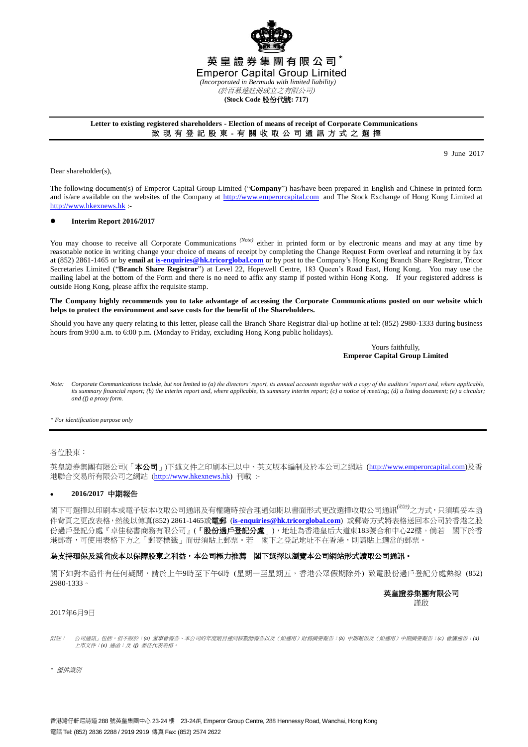**英皇證券集團有限公司***

**Emperor Capital Group Limited**

*(Incorporated in Bermuda with limited liability)*

*(於百慕達註冊成立之有限公司)*

**(Stock Code 股份代號: 717)**

**Letter to existing registered shareholders - Election of means of receipt of Corporate Communications**

**致 現 有 登 記 股 東 - 有 關 收 取 公 司 通 訊 方 式 之 選 擇**

9 June 2017

Dear shareholder(s),

The following document(s) of Emperor Capital Group Limited ("**Company**") has/have been prepared in English and Chinese in printed form and is/are available on the websites of the Company at http://www.emperorcapital.com and The Stock Exchange of Hong Kong Limited at http://www.hkexnews.hk :-

- **Interim Report 2016/2017**

You may choose to receive all Corporate Communications *(Note)* either in printed form or by electronic means and may at any time by reasonable notice in writing change your choice of means of receipt by completing the Change Request Form overleaf and returning it by fax at (852) 2861-1465 or by **email at is-enquiries@hk.tricorglobal.com** or by post to the Company's Hong Kong Branch Share Registrar, Tricor Secretaries Limited ("**Branch Share Registrar**") at Level 22, Hopewell Centre, 183 Queen's Road East, Hong Kong. You may use the mailing label at the bottom of the Form and there is no need to affix any stamp if posted within Hong Kong. If your registered address is outside Hong Kong, please affix the requisite stamp.

**The Company highly recommends you to take advantage of accessing the Corporate Communications posted on our website which helps to protect the environment and save costs for the benefit of the Shareholders.**

Should you have any query relating to this letter, please call the Branch Share Registrar dial-up hotline at tel: (852) 2980-1333 during business hours from 9:00 a.m. to 6:00 p.m. (Monday to Friday, excluding Hong Kong public holidays).

Yours faithfully,
**Emperor Capital Group Limited**

*Note: Corporate Communications include, but not limited to (a) the directors' report, its annual accounts together with a copy of the auditors' report and, where applicable, its summary financial report; (b) the interim report and, where applicable, its summary interim report; (c) a notice of meeting; (d) a listing document; (e) a circular; and (f) a proxy form.*

*\* For identification purpose only*

---

各位股東：

英皇證券集團有限公司(「**本公司**」)下述文件之印刷本已以中、英文版本編制及於本公司之網站 (http://www.emperorcapital.com)及香港聯合交易所有限公司之網站 (http://www.hkexnews.hk) 刊載 :-

- **2016/2017 中期報告**

閣下可選擇以印刷本或電子版本收取公司通訊及有權隨時按合理通知期以書面形式更改選擇收取公司通訊*(附註)*之方式，只須填妥本函件背頁之更改表格，然後以傳真(852) 2861-1465或**電郵** (**is-enquiries@hk.tricorglobal.com**) 或郵寄方式將表格送回本公司於香港之股份過戶登記分處『卓佳秘書商務有限公司』(「**股份過戶登記分處**」)，地址為香港皇后大道東183號合和中心22樓。倘若 閣下於香港郵寄，可使用表格下方之「郵寄標籤」而毋須貼上郵票。若 閣下之登記地址不在香港，則請貼上適當的郵票。

**為支持環保及減省成本以保障股東之利益，本公司極力推薦 閣下選擇以瀏覽本公司網站形式讀取公司通訊。**

閣下如對本函件有任何疑問，請於上午9時至下午6時 (星期一至星期五，香港公眾假期除外) 致電股份過戶登記分處熱線 (852) 2980-1333。

**英皇證券集團有限公司**
謹啟

2017年6月9日

*附註： 公司通訊」包括，但不限於：(a) 董事會報告、本公司的年度賬目連同核數師報告以及（如適用）財務摘要報告；(b) 中期報告及（如適用）中期摘要報告；(c) 會議通告；(d) 上市文件；(e) 通函；及 (f) 委任代表表格。*

*\* 僅供識別*

香港灣仔軒尼詩道 288 號英皇集團中心 23-24 樓 23-24/F, Emperor Group Centre, 288 Hennessy Road, Wanchai, Hong Kong
電話 Tel: (852) 2836 2288 / 2919 2919 傳真 Fax: (852) 2574 2622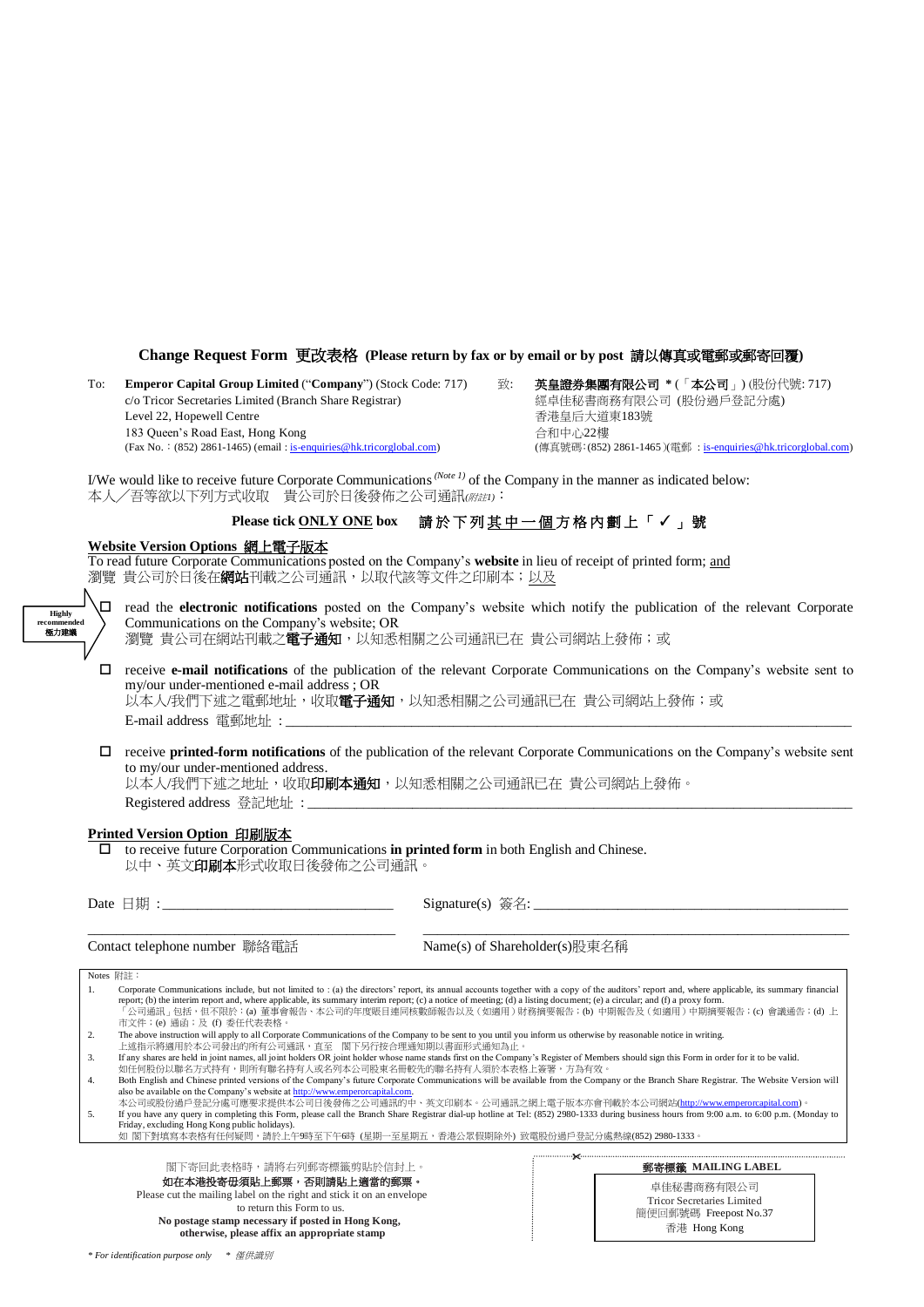## Change Request Form 更改表格 (Please return by fax or by email or by post 請以傳真或電郵或郵寄回覆)

To: **Emperor Capital Group Limited** ("**Company**") (Stock Code: 717)
c/o Tricor Secretaries Limited (Branch Share Registrar)
Level 22, Hopewell Centre
183 Queen's Road East, Hong Kong
(Fax No.：(852) 2861-1465) (email : is-enquiries@hk.tricorglobal.com)

致: **英皇證券集團有限公司** *(「**本公司**」) (股份代號: 717)
經卓佳秘書商務有限公司 (股份過戶登記分處)
香港皇后大道東183號
合和中心22樓
(傳真號碼：(852) 2861-1465 )(電郵 ：is-enquiries@hk.tricorglobal.com)

I/We would like to receive future Corporate Communications (Note 1) of the Company in the manner as indicated below:
本人／吾等欲以下列方式收取 貴公司於日後發佈之公司通訊(附註1)：

**Please tick ONLY ONE box 請於下列其中一個方格內劃上「✓」號**

**Website Version Options 網上電子版本**
To read future Corporate Communications posted on the Company's **website** in lieu of receipt of printed form; and
瀏覽 貴公司於日後在**網站**刊載之公司通訊，以取代該等文件之印刷本；以及

**Highly recommended 極力建議**

☐ read the **electronic notifications** posted on the Company's website which notify the publication of the relevant Corporate Communications on the Company's website; OR
瀏覽 貴公司在網站刊載之**電子通知**，以知悉相關之公司通訊已在 貴公司網站上發佈；或

☐ receive **e-mail notifications** of the publication of the relevant Corporate Communications on the Company's website sent to my/our under-mentioned e-mail address ; OR
以本人/我們下述之電郵地址，收取**電子通知**，以知悉相關之公司通訊已在 貴公司網站上發佈；或
E-mail address 電郵地址 ：\_\_\_\_\_\_\_\_\_\_\_\_\_\_\_\_\_\_\_\_\_\_\_\_\_\_\_\_\_\_\_\_

☐ receive **printed-form notifications** of the publication of the relevant Corporate Communications on the Company's website sent to my/our under-mentioned address.
以本人/我們下述之地址，收取**印刷本通知**，以知悉相關之公司通訊已在 貴公司網站上發佈。
Registered address 登記地址 ：\_\_\_\_\_\_\_\_\_\_\_\_\_\_\_\_\_\_\_\_\_\_\_\_\_\_\_\_\_\_\_\_

**Printed Version Option 印刷版本**
☐ to receive future Corporation Communications **in printed form** in both English and Chinese.
以中、英文**印刷本**形式收取日後發佈之公司通訊。

Date 日期 ：\_\_\_\_\_\_\_\_\_\_\_\_\_\_\_\_\_\_\_\_ Signature(s) 簽名: \_\_\_\_\_\_\_\_\_\_\_\_\_\_\_\_\_\_\_\_

\_\_\_\_\_\_\_\_\_\_\_\_\_\_\_\_\_\_\_\_ \_\_\_\_\_\_\_\_\_\_\_\_\_\_\_\_\_\_\_\_
Contact telephone number 聯絡電話 Name(s) of Shareholder(s)股東名稱

Notes 附註：

1. Corporate Communications include, but not limited to : (a) the directors' report, its annual accounts together with a copy of the auditors' report and, where applicable, its summary financial report; (b) the interim report and, where applicable, its summary interim report; (c) a notice of meeting; (d) a listing document; (e) a circular; and (f) a proxy form.
「公司通訊」包括，但不限於：(a) 董事會報告、本公司的年度賬目連同核數師報告以及（如適用）財務摘要報告；(b) 中期報告及（如適用）中期摘要報告；(c) 會議通告；(d) 上市文件；(e) 通函；及 (f) 委任代表表格。
2. The above instruction will apply to all Corporate Communications of the Company to be sent to you until you inform us otherwise by reasonable notice in writing.
上述指示將適用於本公司發出的所有公司通訊，直至 閣下另行按合理通知期以書面形式通知為止。
3. If any shares are held in joint names, all joint holders OR joint holder whose name stands first on the Company's Register of Members should sign this Form in order for it to be valid.
如任何股份以聯名方式持有，則所有聯名持有人或名列本公司股東名冊較先的聯名持有人須於本表格上簽署，方為有效。
4. Both English and Chinese printed versions of the Company's future Corporate Communications will be available from the Company or the Branch Share Registrar. The Website Version will also be available on the Company's website at http://www.emperorcapital.com.
本公司或股份過戶登記分處可應要求提供本公司日後發佈之公司通訊的中、英文印刷本。公司通訊之網上電子版本亦會刊載於本公司網站(http://www.emperorcapital.com)。
5. If you have any query in completing this Form, please call the Branch Share Registrar dial-up hotline at Tel: (852) 2980-1333 during business hours from 9:00 a.m. to 6:00 p.m. (Monday to Friday, excluding Hong Kong public holidays).
如 閣下對填寫本表格有任何疑問，請於上午9時至下午6時（星期一至星期五，香港公眾假期除外）致電股份過戶登記分處熱線(852) 2980-1333。

閣下寄回此表格時，請將右列郵寄標籤剪貼於信封上。
**如在本港投寄毋須貼上郵票，否則請貼上適當的郵票。**
Please cut the mailing label on the right and stick it on an envelope to return this Form to us.
**No postage stamp necessary if posted in Hong Kong, otherwise, please affix an appropriate stamp**

**郵寄標籤 MAILING LABEL**
卓佳秘書商務有限公司
Tricor Secretaries Limited
簡便回郵號碼 Freepost No.37
香港 Hong Kong

*\* For identification purpose only \* 僅供識別*